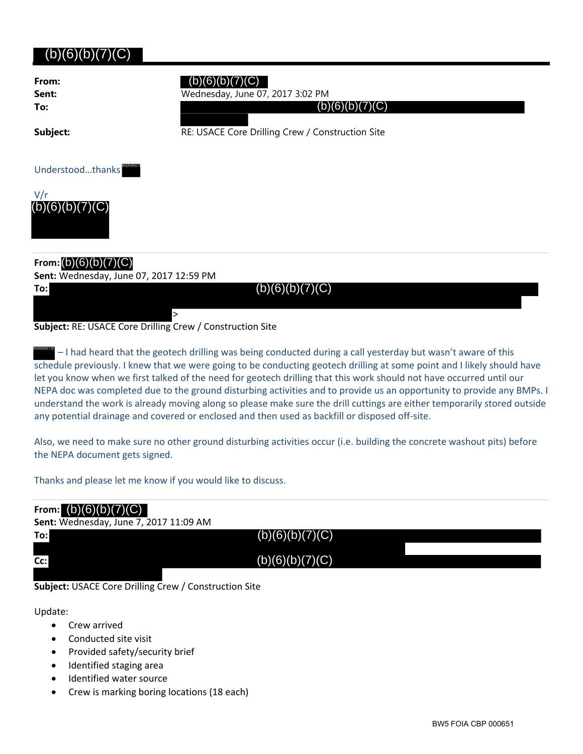(b)(6)(b)(7)(C)

**From:** (b)(6)(b)(7)(C)
**Sent:** Wednesday, June 07, 2017 3:02 PM
**To:** (b)(6)(b)(7)(C)
**Subject:** RE: USACE Core Drilling Crew / Construction Site

Understood…thanks (b)(6)(b)(7)

V/r
(b)(6)(b)(7)(C)

---

**From:** (b)(6)(b)(7)(C)
**Sent:** Wednesday, June 07, 2017 12:59 PM
**To:** (b)(6)(b)(7)(C) >
**Subject:** RE: USACE Core Drilling Crew / Construction Site

(b)(6)(b)(7)(C) – I had heard that the geotech drilling was being conducted during a call yesterday but wasn't aware of this schedule previously. I knew that we were going to be conducting geotech drilling at some point and I likely should have let you know when we first talked of the need for geotech drilling that this work should not have occurred until our NEPA doc was completed due to the ground disturbing activities and to provide us an opportunity to provide any BMPs. I understand the work is already moving along so please make sure the drill cuttings are either temporarily stored outside any potential drainage and covered or enclosed and then used as backfill or disposed off-site.

Also, we need to make sure no other ground disturbing activities occur (i.e. building the concrete washout pits) before the NEPA document gets signed.

Thanks and please let me know if you would like to discuss.

---

**From:** (b)(6)(b)(7)(C)
**Sent:** Wednesday, June 7, 2017 11:09 AM
**To:** (b)(6)(b)(7)(C)
**Cc:** (b)(6)(b)(7)(C)
**Subject:** USACE Core Drilling Crew / Construction Site

Update:

- Crew arrived
- Conducted site visit
- Provided safety/security brief
- Identified staging area
- Identified water source
- Crew is marking boring locations (18 each)

BW5 FOIA CBP 000651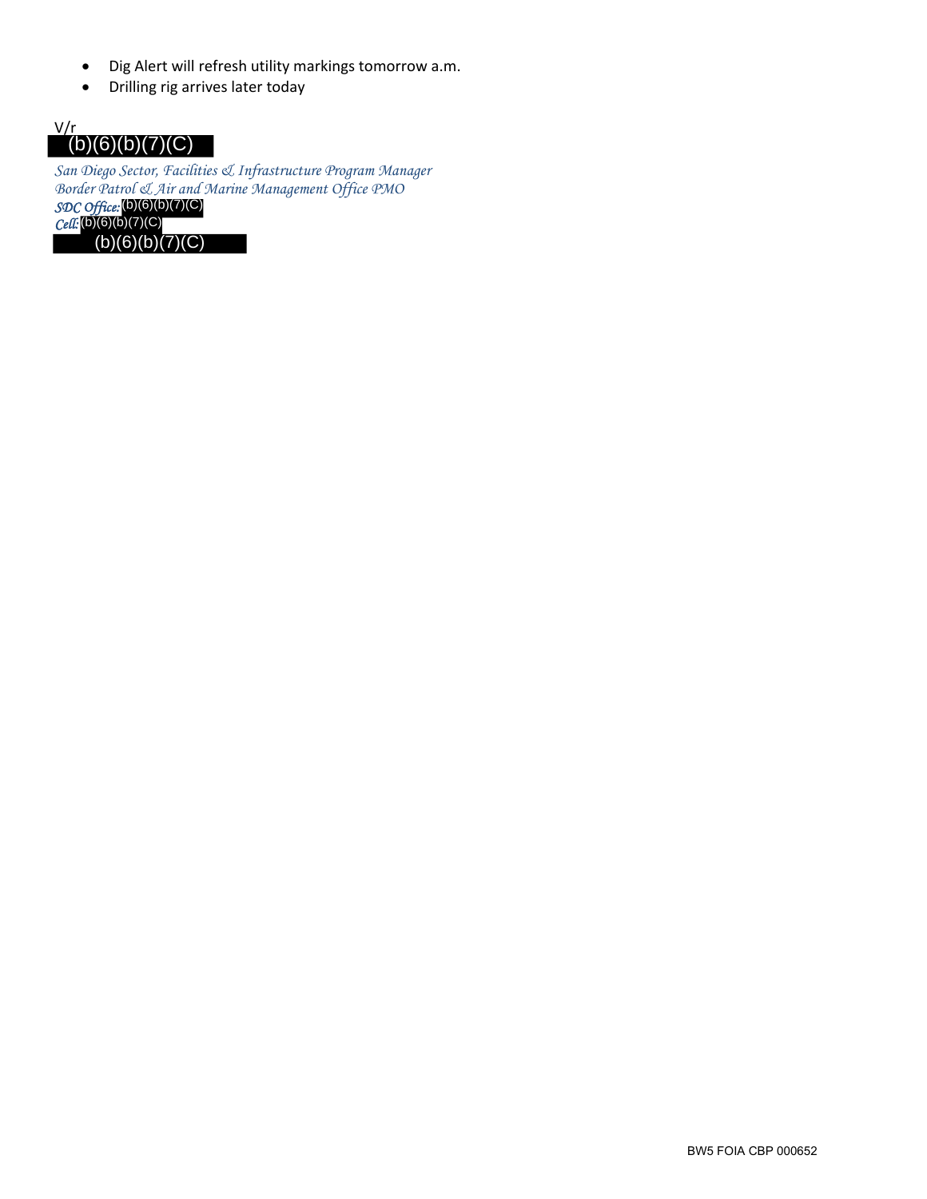- Dig Alert will refresh utility markings tomorrow a.m.
- Drilling rig arrives later today

V/r
(b)(6)(b)(7)(C)

*San Diego Sector, Facilities & Infrastructure Program Manager*
*Border Patrol & Air and Marine Management Office PMO*
***SDC Office:*** (b)(6)(b)(7)(C)
***Cell:*** (b)(6)(b)(7)(C)
(b)(6)(b)(7)(C)

BW5 FOIA CBP 000652